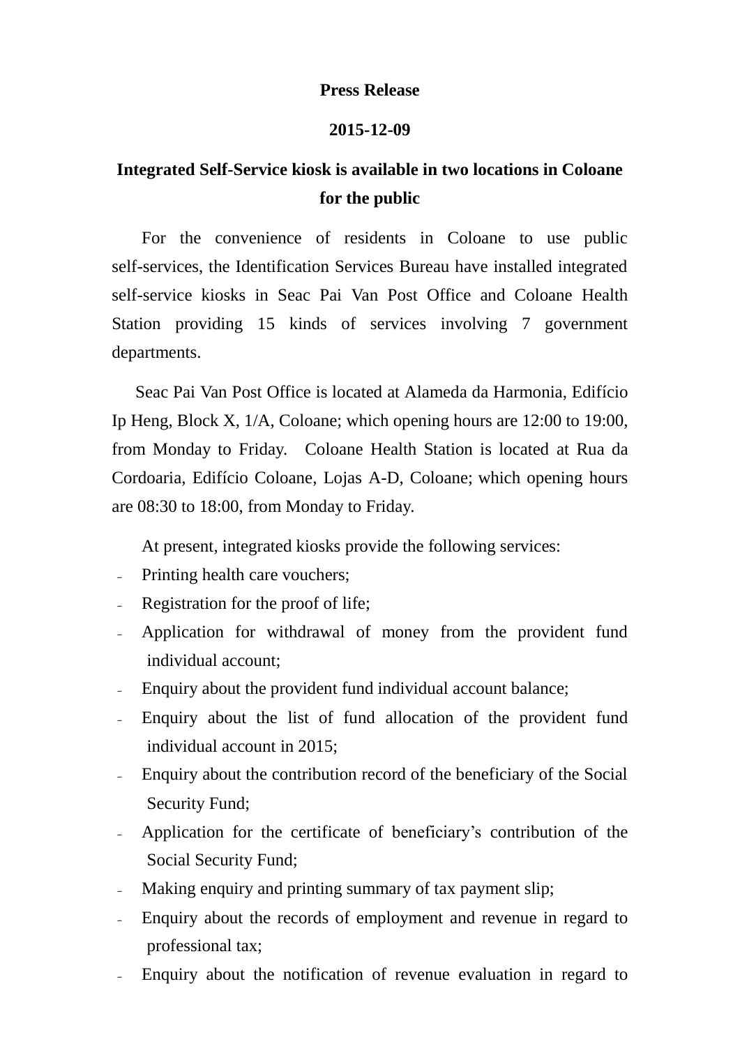**Press Release**

**2015-12-09**

# Integrated Self-Service kiosk is available in two locations in Coloane for the public

For the convenience of residents in Coloane to use public self-services, the Identification Services Bureau have installed integrated self-service kiosks in Seac Pai Van Post Office and Coloane Health Station providing 15 kinds of services involving 7 government departments.

Seac Pai Van Post Office is located at Alameda da Harmonia, Edifício Ip Heng, Block X, 1/A, Coloane; which opening hours are 12:00 to 19:00, from Monday to Friday. Coloane Health Station is located at Rua da Cordoaria, Edifício Coloane, Lojas A-D, Coloane; which opening hours are 08:30 to 18:00, from Monday to Friday.

At present, integrated kiosks provide the following services:

- Printing health care vouchers;
- Registration for the proof of life;
- Application for withdrawal of money from the provident fund individual account;
- Enquiry about the provident fund individual account balance;
- Enquiry about the list of fund allocation of the provident fund individual account in 2015;
- Enquiry about the contribution record of the beneficiary of the Social Security Fund;
- Application for the certificate of beneficiary's contribution of the Social Security Fund;
- Making enquiry and printing summary of tax payment slip;
- Enquiry about the records of employment and revenue in regard to professional tax;
- Enquiry about the notification of revenue evaluation in regard to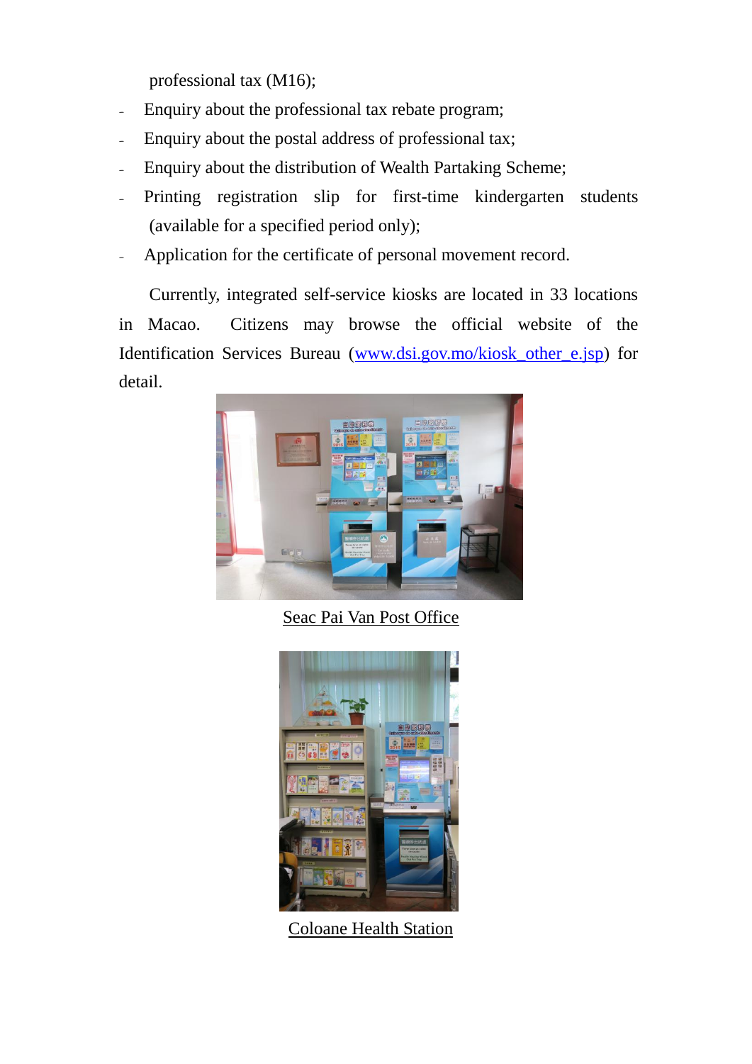professional tax (M16);

- Enquiry about the professional tax rebate program;
- Enquiry about the postal address of professional tax;
- Enquiry about the distribution of Wealth Partaking Scheme;
- Printing registration slip for first-time kindergarten students (available for a specified period only);
- Application for the certificate of personal movement record.

Currently, integrated self-service kiosks are located in 33 locations in Macao. Citizens may browse the official website of the Identification Services Bureau (www.dsi.gov.mo/kiosk_other_e.jsp) for detail.

Seac Pai Van Post Office

Coloane Health Station